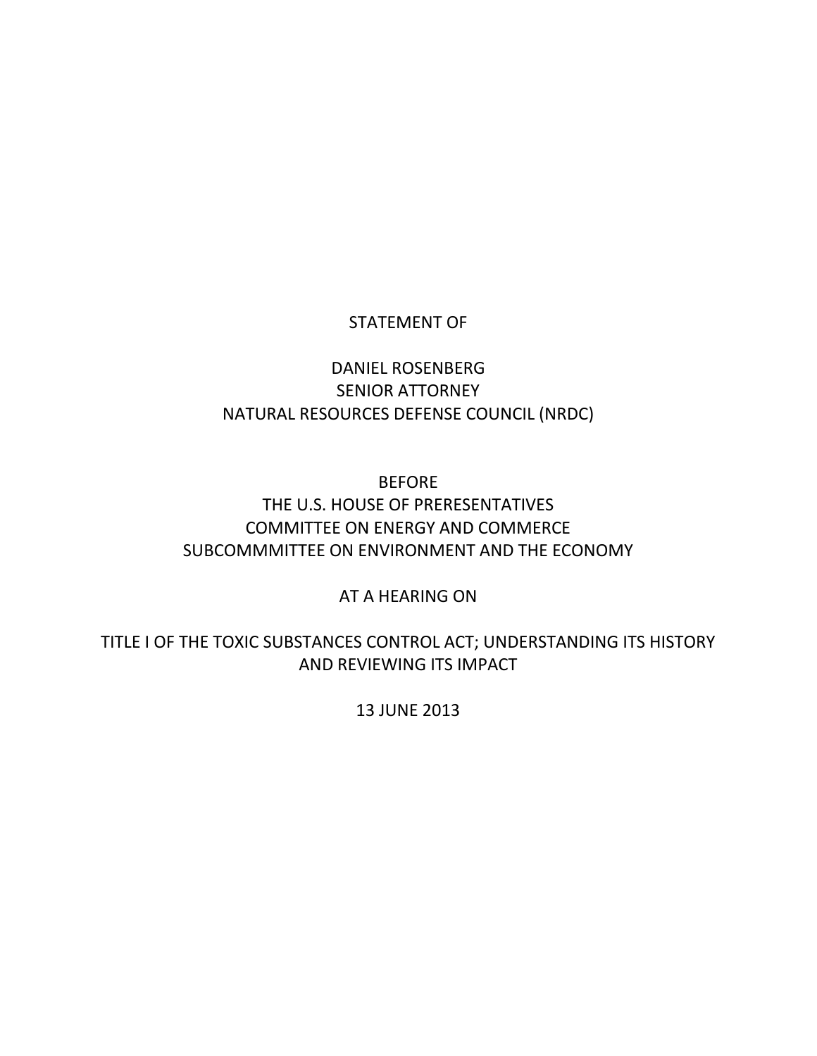STATEMENT OF

DANIEL ROSENBERG
SENIOR ATTORNEY
NATURAL RESOURCES DEFENSE COUNCIL (NRDC)

BEFORE
THE U.S. HOUSE OF PRERESENTATIVES
COMMITTEE ON ENERGY AND COMMERCE
SUBCOMMMITTEE ON ENVIRONMENT AND THE ECONOMY

AT A HEARING ON

TITLE I OF THE TOXIC SUBSTANCES CONTROL ACT; UNDERSTANDING ITS HISTORY AND REVIEWING ITS IMPACT

13 JUNE 2013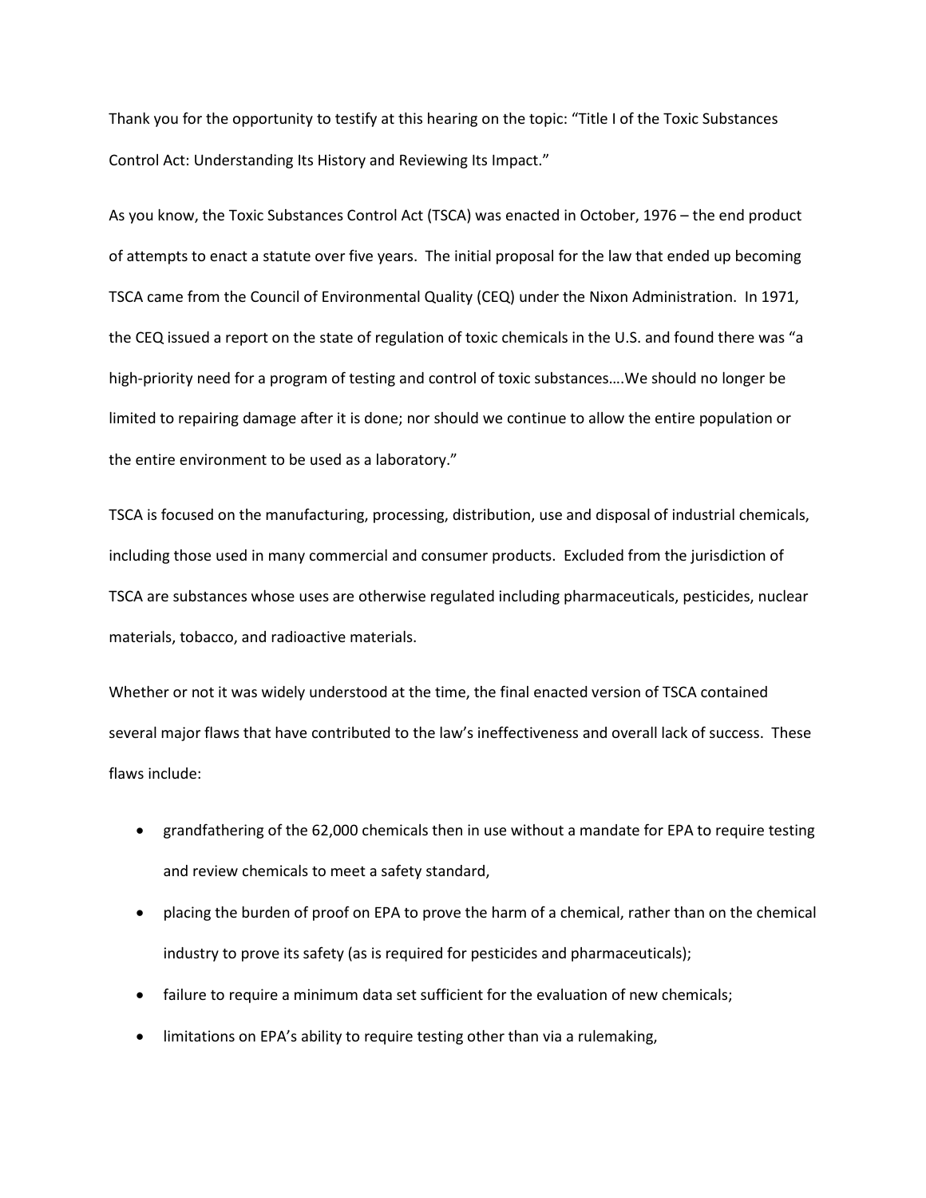Thank you for the opportunity to testify at this hearing on the topic: "Title I of the Toxic Substances Control Act: Understanding Its History and Reviewing Its Impact."

As you know, the Toxic Substances Control Act (TSCA) was enacted in October, 1976 – the end product of attempts to enact a statute over five years. The initial proposal for the law that ended up becoming TSCA came from the Council of Environmental Quality (CEQ) under the Nixon Administration. In 1971, the CEQ issued a report on the state of regulation of toxic chemicals in the U.S. and found there was "a high-priority need for a program of testing and control of toxic substances….We should no longer be limited to repairing damage after it is done; nor should we continue to allow the entire population or the entire environment to be used as a laboratory."

TSCA is focused on the manufacturing, processing, distribution, use and disposal of industrial chemicals, including those used in many commercial and consumer products. Excluded from the jurisdiction of TSCA are substances whose uses are otherwise regulated including pharmaceuticals, pesticides, nuclear materials, tobacco, and radioactive materials.

Whether or not it was widely understood at the time, the final enacted version of TSCA contained several major flaws that have contributed to the law's ineffectiveness and overall lack of success. These flaws include:

- grandfathering of the 62,000 chemicals then in use without a mandate for EPA to require testing and review chemicals to meet a safety standard,
- placing the burden of proof on EPA to prove the harm of a chemical, rather than on the chemical industry to prove its safety (as is required for pesticides and pharmaceuticals);
- failure to require a minimum data set sufficient for the evaluation of new chemicals;
- limitations on EPA's ability to require testing other than via a rulemaking,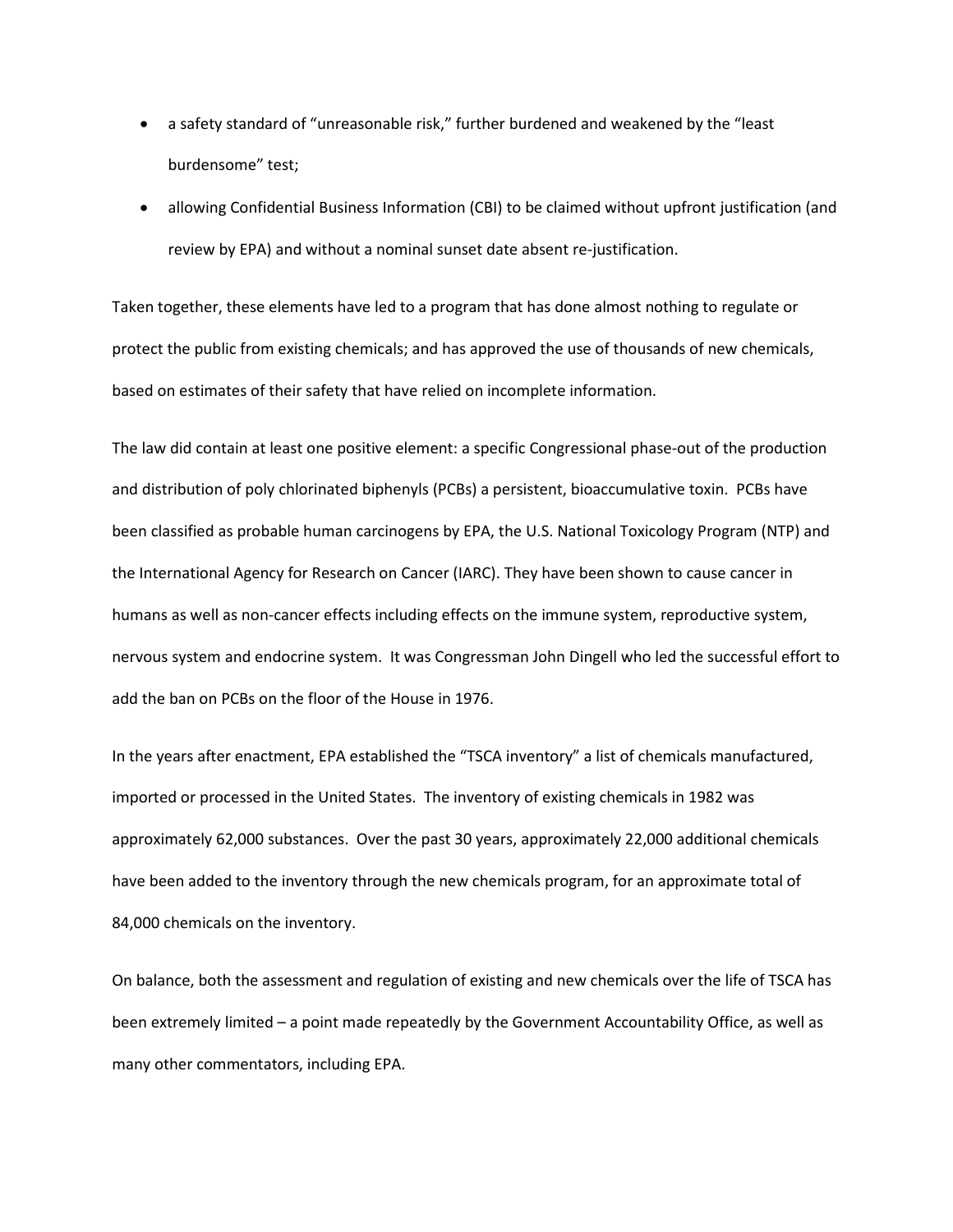- a safety standard of "unreasonable risk," further burdened and weakened by the "least burdensome" test;
- allowing Confidential Business Information (CBI) to be claimed without upfront justification (and review by EPA) and without a nominal sunset date absent re-justification.

Taken together, these elements have led to a program that has done almost nothing to regulate or protect the public from existing chemicals; and has approved the use of thousands of new chemicals, based on estimates of their safety that have relied on incomplete information.

The law did contain at least one positive element: a specific Congressional phase-out of the production and distribution of poly chlorinated biphenyls (PCBs) a persistent, bioaccumulative toxin. PCBs have been classified as probable human carcinogens by EPA, the U.S. National Toxicology Program (NTP) and the International Agency for Research on Cancer (IARC). They have been shown to cause cancer in humans as well as non-cancer effects including effects on the immune system, reproductive system, nervous system and endocrine system. It was Congressman John Dingell who led the successful effort to add the ban on PCBs on the floor of the House in 1976.

In the years after enactment, EPA established the "TSCA inventory" a list of chemicals manufactured, imported or processed in the United States. The inventory of existing chemicals in 1982 was approximately 62,000 substances. Over the past 30 years, approximately 22,000 additional chemicals have been added to the inventory through the new chemicals program, for an approximate total of 84,000 chemicals on the inventory.

On balance, both the assessment and regulation of existing and new chemicals over the life of TSCA has been extremely limited – a point made repeatedly by the Government Accountability Office, as well as many other commentators, including EPA.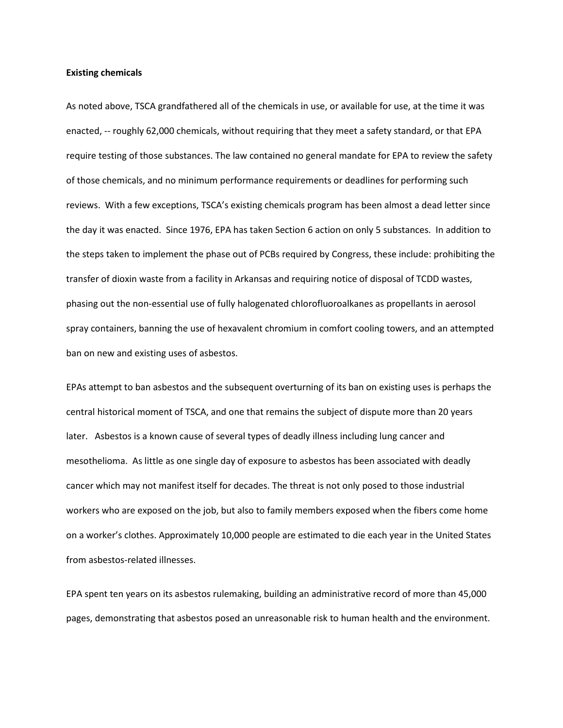**Existing chemicals**

As noted above, TSCA grandfathered all of the chemicals in use, or available for use, at the time it was enacted, -- roughly 62,000 chemicals, without requiring that they meet a safety standard, or that EPA require testing of those substances. The law contained no general mandate for EPA to review the safety of those chemicals, and no minimum performance requirements or deadlines for performing such reviews. With a few exceptions, TSCA's existing chemicals program has been almost a dead letter since the day it was enacted. Since 1976, EPA has taken Section 6 action on only 5 substances. In addition to the steps taken to implement the phase out of PCBs required by Congress, these include: prohibiting the transfer of dioxin waste from a facility in Arkansas and requiring notice of disposal of TCDD wastes, phasing out the non-essential use of fully halogenated chlorofluoroalkanes as propellants in aerosol spray containers, banning the use of hexavalent chromium in comfort cooling towers, and an attempted ban on new and existing uses of asbestos.

EPAs attempt to ban asbestos and the subsequent overturning of its ban on existing uses is perhaps the central historical moment of TSCA, and one that remains the subject of dispute more than 20 years later. Asbestos is a known cause of several types of deadly illness including lung cancer and mesothelioma. As little as one single day of exposure to asbestos has been associated with deadly cancer which may not manifest itself for decades. The threat is not only posed to those industrial workers who are exposed on the job, but also to family members exposed when the fibers come home on a worker's clothes. Approximately 10,000 people are estimated to die each year in the United States from asbestos-related illnesses.

EPA spent ten years on its asbestos rulemaking, building an administrative record of more than 45,000 pages, demonstrating that asbestos posed an unreasonable risk to human health and the environment.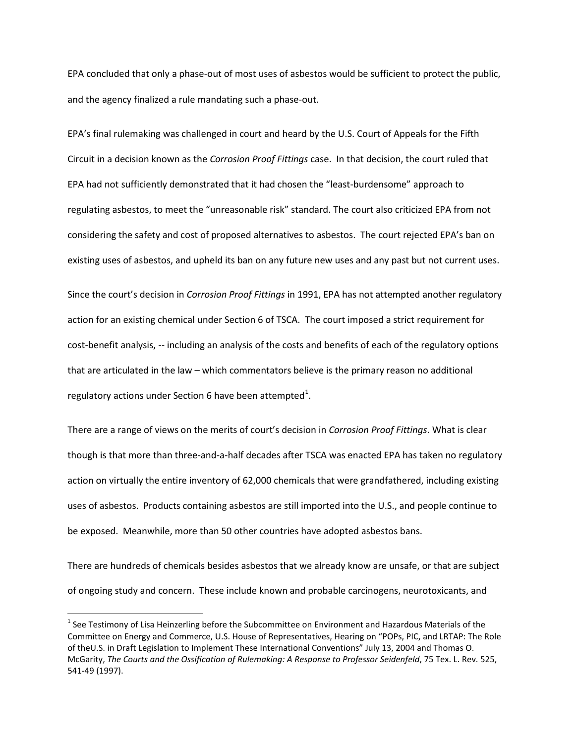EPA concluded that only a phase-out of most uses of asbestos would be sufficient to protect the public, and the agency finalized a rule mandating such a phase-out.

EPA's final rulemaking was challenged in court and heard by the U.S. Court of Appeals for the Fifth Circuit in a decision known as the *Corrosion Proof Fittings* case. In that decision, the court ruled that EPA had not sufficiently demonstrated that it had chosen the "least-burdensome" approach to regulating asbestos, to meet the "unreasonable risk" standard. The court also criticized EPA from not considering the safety and cost of proposed alternatives to asbestos. The court rejected EPA's ban on existing uses of asbestos, and upheld its ban on any future new uses and any past but not current uses.

Since the court's decision in *Corrosion Proof Fittings* in 1991, EPA has not attempted another regulatory action for an existing chemical under Section 6 of TSCA. The court imposed a strict requirement for cost-benefit analysis, -- including an analysis of the costs and benefits of each of the regulatory options that are articulated in the law – which commentators believe is the primary reason no additional regulatory actions under Section 6 have been attempted[1].

There are a range of views on the merits of court's decision in *Corrosion Proof Fittings*. What is clear though is that more than three-and-a-half decades after TSCA was enacted EPA has taken no regulatory action on virtually the entire inventory of 62,000 chemicals that were grandfathered, including existing uses of asbestos. Products containing asbestos are still imported into the U.S., and people continue to be exposed. Meanwhile, more than 50 other countries have adopted asbestos bans.

There are hundreds of chemicals besides asbestos that we already know are unsafe, or that are subject of ongoing study and concern. These include known and probable carcinogens, neurotoxicants, and

[1] See Testimony of Lisa Heinzerling before the Subcommittee on Environment and Hazardous Materials of the Committee on Energy and Commerce, U.S. House of Representatives, Hearing on "POPs, PIC, and LRTAP: The Role of theU.S. in Draft Legislation to Implement These International Conventions" July 13, 2004 and Thomas O. McGarity, *The Courts and the Ossification of Rulemaking: A Response to Professor Seidenfeld*, 75 Tex. L. Rev. 525, 541-49 (1997).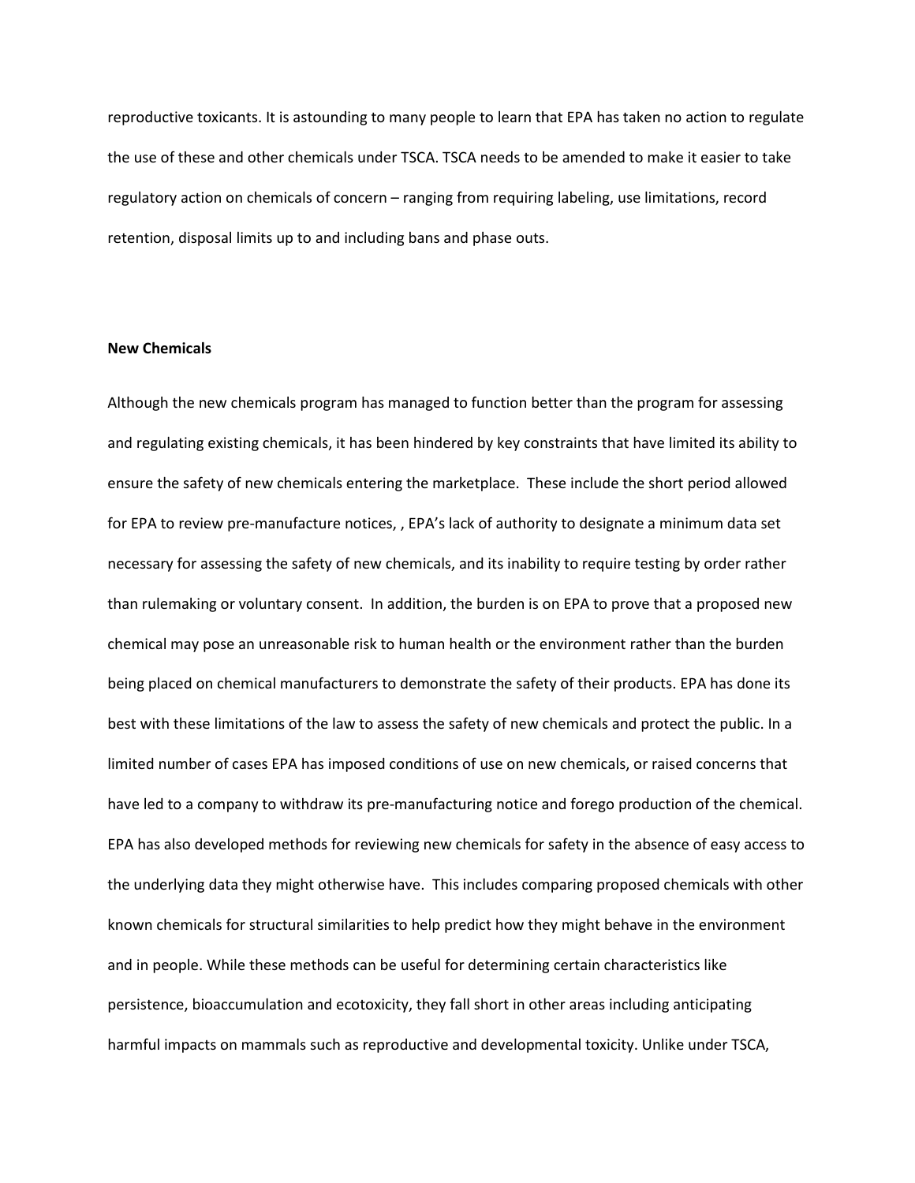reproductive toxicants. It is astounding to many people to learn that EPA has taken no action to regulate the use of these and other chemicals under TSCA. TSCA needs to be amended to make it easier to take regulatory action on chemicals of concern – ranging from requiring labeling, use limitations, record retention, disposal limits up to and including bans and phase outs.

**New Chemicals**

Although the new chemicals program has managed to function better than the program for assessing and regulating existing chemicals, it has been hindered by key constraints that have limited its ability to ensure the safety of new chemicals entering the marketplace. These include the short period allowed for EPA to review pre-manufacture notices, , EPA's lack of authority to designate a minimum data set necessary for assessing the safety of new chemicals, and its inability to require testing by order rather than rulemaking or voluntary consent. In addition, the burden is on EPA to prove that a proposed new chemical may pose an unreasonable risk to human health or the environment rather than the burden being placed on chemical manufacturers to demonstrate the safety of their products. EPA has done its best with these limitations of the law to assess the safety of new chemicals and protect the public. In a limited number of cases EPA has imposed conditions of use on new chemicals, or raised concerns that have led to a company to withdraw its pre-manufacturing notice and forego production of the chemical. EPA has also developed methods for reviewing new chemicals for safety in the absence of easy access to the underlying data they might otherwise have. This includes comparing proposed chemicals with other known chemicals for structural similarities to help predict how they might behave in the environment and in people. While these methods can be useful for determining certain characteristics like persistence, bioaccumulation and ecotoxicity, they fall short in other areas including anticipating harmful impacts on mammals such as reproductive and developmental toxicity. Unlike under TSCA,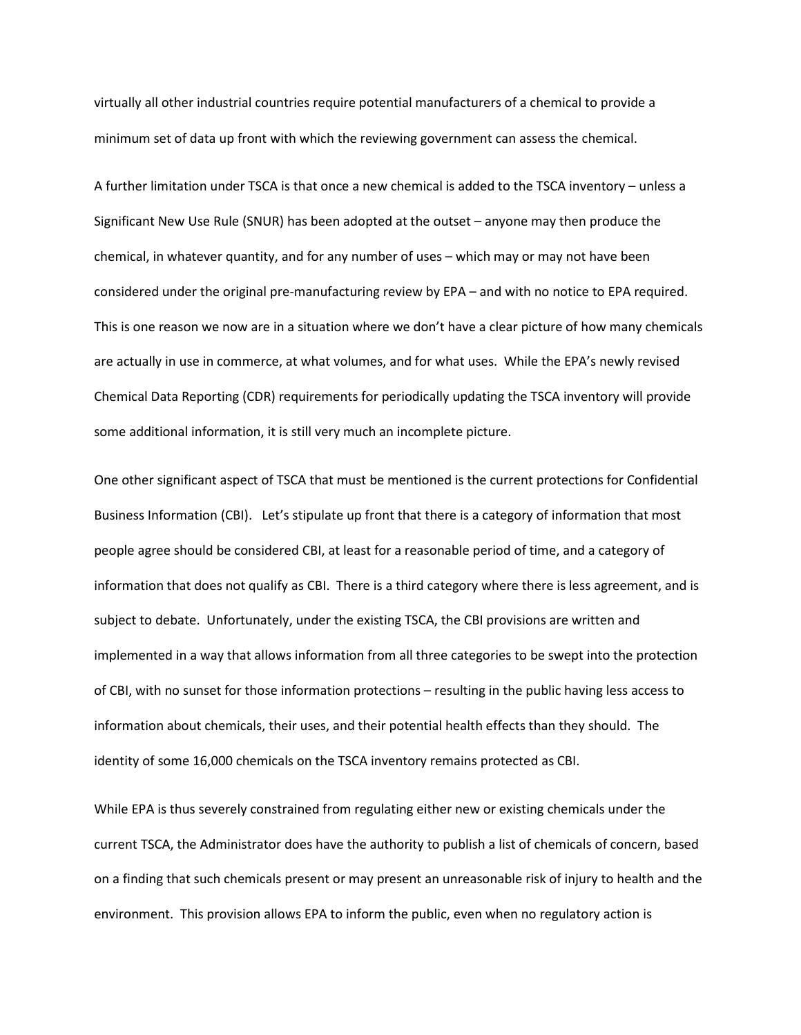virtually all other industrial countries require potential manufacturers of a chemical to provide a minimum set of data up front with which the reviewing government can assess the chemical.

A further limitation under TSCA is that once a new chemical is added to the TSCA inventory – unless a Significant New Use Rule (SNUR) has been adopted at the outset – anyone may then produce the chemical, in whatever quantity, and for any number of uses – which may or may not have been considered under the original pre-manufacturing review by EPA – and with no notice to EPA required. This is one reason we now are in a situation where we don't have a clear picture of how many chemicals are actually in use in commerce, at what volumes, and for what uses. While the EPA's newly revised Chemical Data Reporting (CDR) requirements for periodically updating the TSCA inventory will provide some additional information, it is still very much an incomplete picture.

One other significant aspect of TSCA that must be mentioned is the current protections for Confidential Business Information (CBI). Let's stipulate up front that there is a category of information that most people agree should be considered CBI, at least for a reasonable period of time, and a category of information that does not qualify as CBI. There is a third category where there is less agreement, and is subject to debate. Unfortunately, under the existing TSCA, the CBI provisions are written and implemented in a way that allows information from all three categories to be swept into the protection of CBI, with no sunset for those information protections – resulting in the public having less access to information about chemicals, their uses, and their potential health effects than they should. The identity of some 16,000 chemicals on the TSCA inventory remains protected as CBI.

While EPA is thus severely constrained from regulating either new or existing chemicals under the current TSCA, the Administrator does have the authority to publish a list of chemicals of concern, based on a finding that such chemicals present or may present an unreasonable risk of injury to health and the environment. This provision allows EPA to inform the public, even when no regulatory action is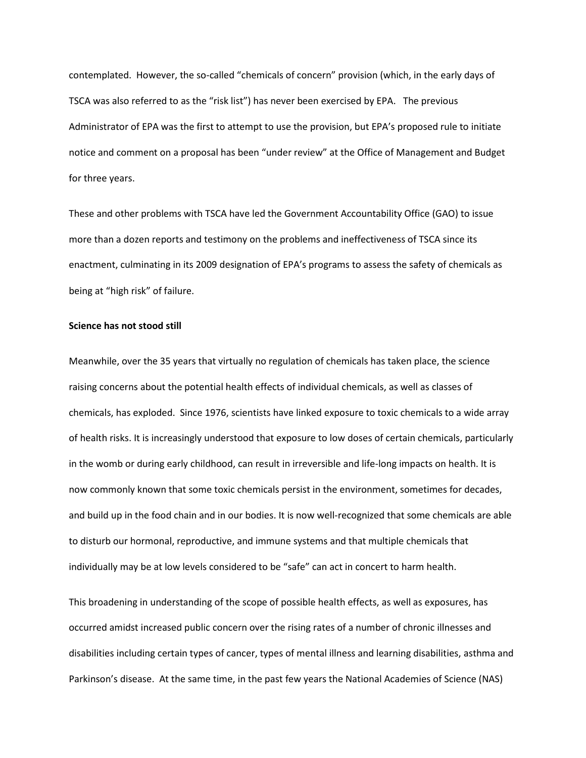contemplated. However, the so-called "chemicals of concern" provision (which, in the early days of TSCA was also referred to as the "risk list") has never been exercised by EPA. The previous Administrator of EPA was the first to attempt to use the provision, but EPA's proposed rule to initiate notice and comment on a proposal has been "under review" at the Office of Management and Budget for three years.

These and other problems with TSCA have led the Government Accountability Office (GAO) to issue more than a dozen reports and testimony on the problems and ineffectiveness of TSCA since its enactment, culminating in its 2009 designation of EPA's programs to assess the safety of chemicals as being at "high risk" of failure.

**Science has not stood still**

Meanwhile, over the 35 years that virtually no regulation of chemicals has taken place, the science raising concerns about the potential health effects of individual chemicals, as well as classes of chemicals, has exploded. Since 1976, scientists have linked exposure to toxic chemicals to a wide array of health risks. It is increasingly understood that exposure to low doses of certain chemicals, particularly in the womb or during early childhood, can result in irreversible and life-long impacts on health. It is now commonly known that some toxic chemicals persist in the environment, sometimes for decades, and build up in the food chain and in our bodies. It is now well-recognized that some chemicals are able to disturb our hormonal, reproductive, and immune systems and that multiple chemicals that individually may be at low levels considered to be "safe" can act in concert to harm health.

This broadening in understanding of the scope of possible health effects, as well as exposures, has occurred amidst increased public concern over the rising rates of a number of chronic illnesses and disabilities including certain types of cancer, types of mental illness and learning disabilities, asthma and Parkinson's disease. At the same time, in the past few years the National Academies of Science (NAS)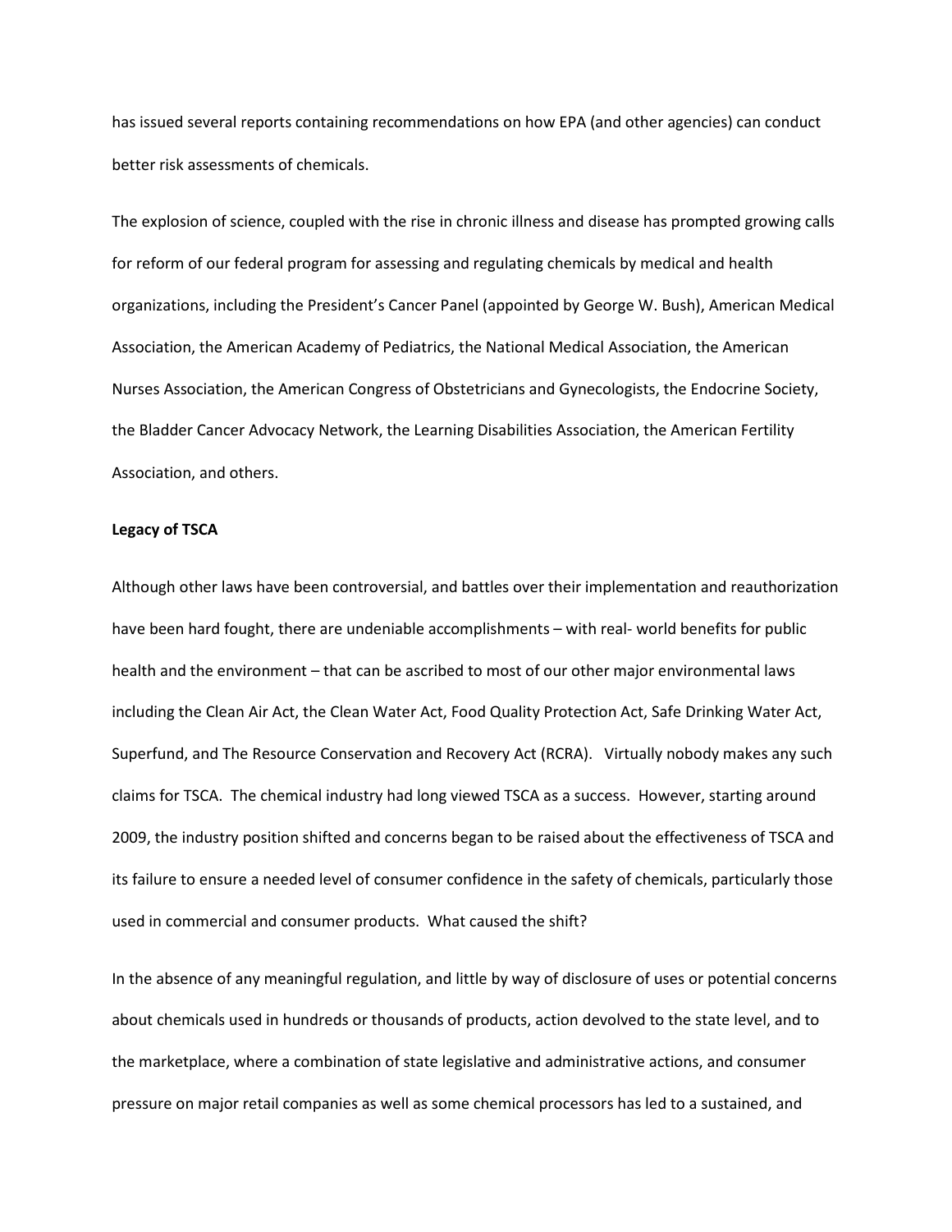has issued several reports containing recommendations on how EPA (and other agencies) can conduct better risk assessments of chemicals.

The explosion of science, coupled with the rise in chronic illness and disease has prompted growing calls for reform of our federal program for assessing and regulating chemicals by medical and health organizations, including the President's Cancer Panel (appointed by George W. Bush), American Medical Association, the American Academy of Pediatrics, the National Medical Association, the American Nurses Association, the American Congress of Obstetricians and Gynecologists, the Endocrine Society, the Bladder Cancer Advocacy Network, the Learning Disabilities Association, the American Fertility Association, and others.

**Legacy of TSCA**

Although other laws have been controversial, and battles over their implementation and reauthorization have been hard fought, there are undeniable accomplishments – with real- world benefits for public health and the environment – that can be ascribed to most of our other major environmental laws including the Clean Air Act, the Clean Water Act, Food Quality Protection Act, Safe Drinking Water Act, Superfund, and The Resource Conservation and Recovery Act (RCRA). Virtually nobody makes any such claims for TSCA. The chemical industry had long viewed TSCA as a success. However, starting around 2009, the industry position shifted and concerns began to be raised about the effectiveness of TSCA and its failure to ensure a needed level of consumer confidence in the safety of chemicals, particularly those used in commercial and consumer products. What caused the shift?

In the absence of any meaningful regulation, and little by way of disclosure of uses or potential concerns about chemicals used in hundreds or thousands of products, action devolved to the state level, and to the marketplace, where a combination of state legislative and administrative actions, and consumer pressure on major retail companies as well as some chemical processors has led to a sustained, and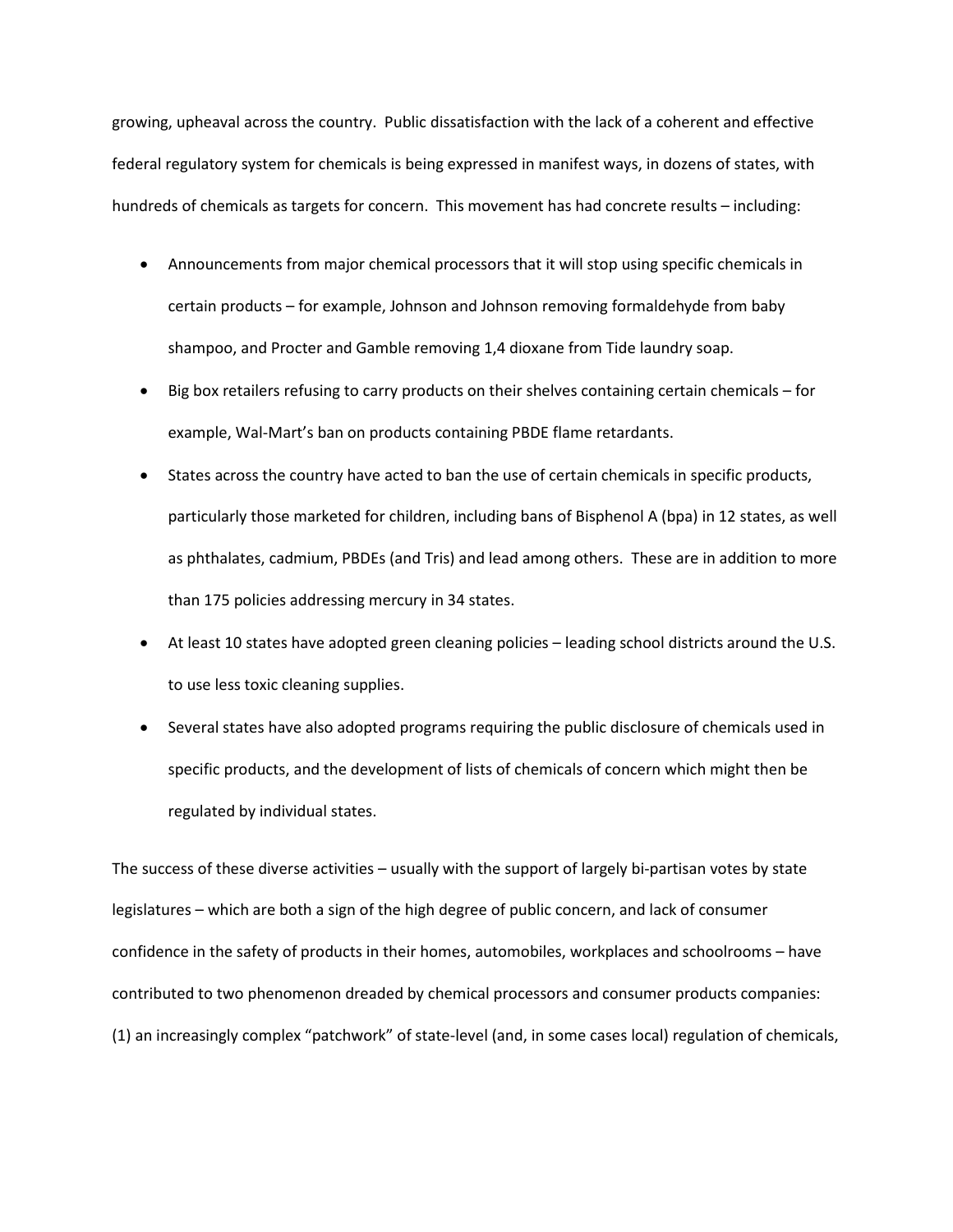growing, upheaval across the country. Public dissatisfaction with the lack of a coherent and effective federal regulatory system for chemicals is being expressed in manifest ways, in dozens of states, with hundreds of chemicals as targets for concern. This movement has had concrete results – including:

- Announcements from major chemical processors that it will stop using specific chemicals in certain products – for example, Johnson and Johnson removing formaldehyde from baby shampoo, and Procter and Gamble removing 1,4 dioxane from Tide laundry soap.
- Big box retailers refusing to carry products on their shelves containing certain chemicals – for example, Wal-Mart's ban on products containing PBDE flame retardants.
- States across the country have acted to ban the use of certain chemicals in specific products, particularly those marketed for children, including bans of Bisphenol A (bpa) in 12 states, as well as phthalates, cadmium, PBDEs (and Tris) and lead among others. These are in addition to more than 175 policies addressing mercury in 34 states.
- At least 10 states have adopted green cleaning policies – leading school districts around the U.S. to use less toxic cleaning supplies.
- Several states have also adopted programs requiring the public disclosure of chemicals used in specific products, and the development of lists of chemicals of concern which might then be regulated by individual states.

The success of these diverse activities – usually with the support of largely bi-partisan votes by state legislatures – which are both a sign of the high degree of public concern, and lack of consumer confidence in the safety of products in their homes, automobiles, workplaces and schoolrooms – have contributed to two phenomenon dreaded by chemical processors and consumer products companies: (1) an increasingly complex "patchwork" of state-level (and, in some cases local) regulation of chemicals,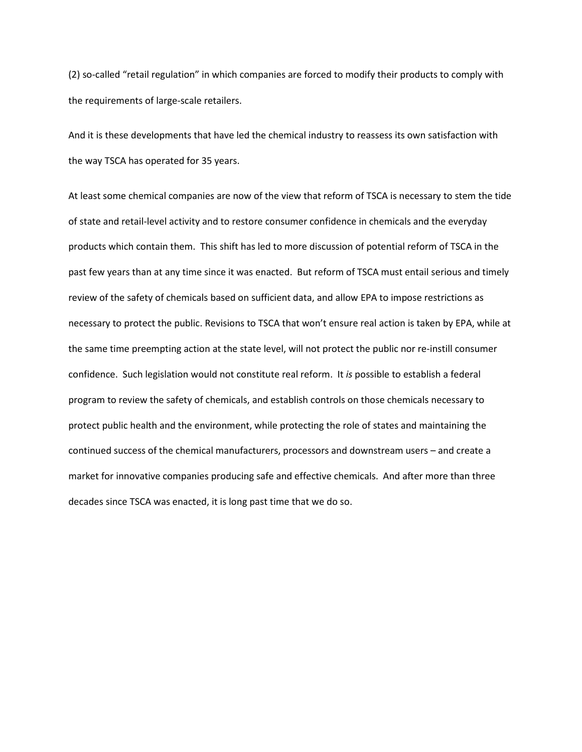(2) so-called "retail regulation" in which companies are forced to modify their products to comply with the requirements of large-scale retailers.

And it is these developments that have led the chemical industry to reassess its own satisfaction with the way TSCA has operated for 35 years.

At least some chemical companies are now of the view that reform of TSCA is necessary to stem the tide of state and retail-level activity and to restore consumer confidence in chemicals and the everyday products which contain them. This shift has led to more discussion of potential reform of TSCA in the past few years than at any time since it was enacted. But reform of TSCA must entail serious and timely review of the safety of chemicals based on sufficient data, and allow EPA to impose restrictions as necessary to protect the public. Revisions to TSCA that won't ensure real action is taken by EPA, while at the same time preempting action at the state level, will not protect the public nor re-instill consumer confidence. Such legislation would not constitute real reform. It *is* possible to establish a federal program to review the safety of chemicals, and establish controls on those chemicals necessary to protect public health and the environment, while protecting the role of states and maintaining the continued success of the chemical manufacturers, processors and downstream users – and create a market for innovative companies producing safe and effective chemicals. And after more than three decades since TSCA was enacted, it is long past time that we do so.